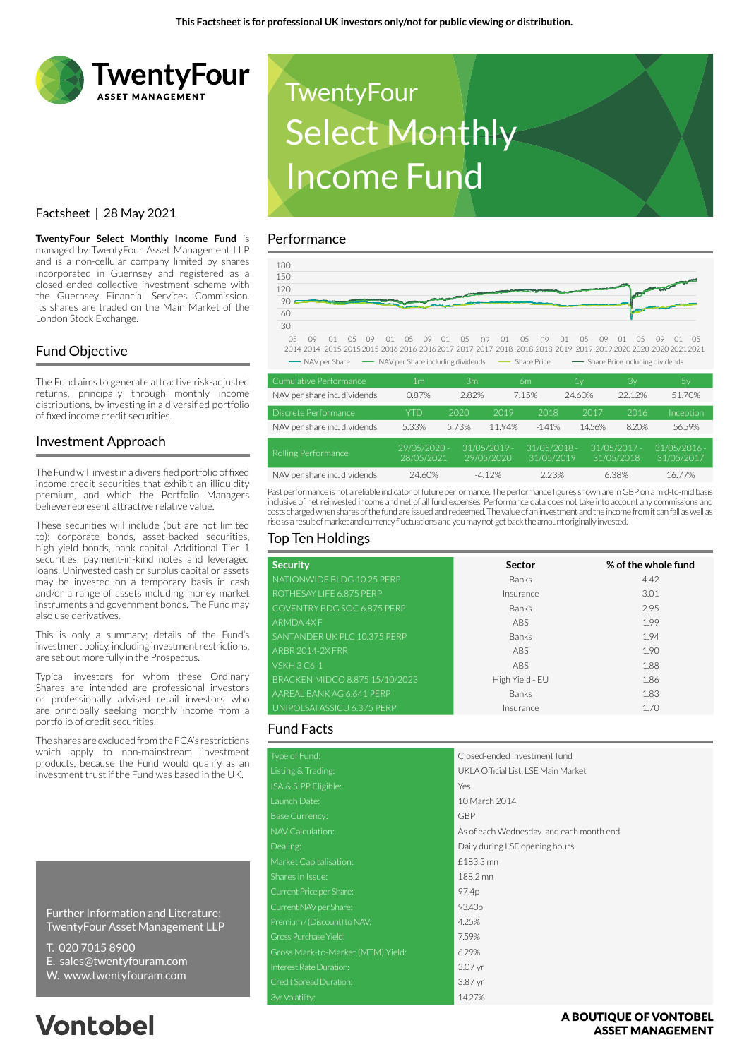This Factsheet is for professional UK investors only/not for public viewing or distribution.

TwentyFour ASSET MANAGEMENT

# TwentyFour Select Monthly Income Fund

Factsheet | 28 May 2021

**TwentyFour Select Monthly Income Fund** is managed by TwentyFour Asset Management LLP and is a non-cellular company limited by shares incorporated in Guernsey and registered as a closed-ended collective investment scheme with the Guernsey Financial Services Commission. Its shares are traded on the Main Market of the London Stock Exchange.

## Fund Objective

The Fund aims to generate attractive risk-adjusted returns, principally through monthly income distributions, by investing in a diversified portfolio of fixed income credit securities.

## Investment Approach

The Fund will invest in a diversified portfolio of fixed income credit securities that exhibit an illiquidity premium, and which the Portfolio Managers believe represent attractive relative value.

These securities will include (but are not limited to): corporate bonds, asset-backed securities, high yield bonds, bank capital, Additional Tier 1 securities, payment-in-kind notes and leveraged loans. Uninvested cash or surplus capital or assets may be invested on a temporary basis in cash and/or a range of assets including money market instruments and government bonds. The Fund may also use derivatives.

This is only a summary; details of the Fund's investment policy, including investment restrictions, are set out more fully in the Prospectus.

Typical investors for whom these Ordinary Shares are intended are professional investors or professionally advised retail investors who are principally seeking monthly income from a portfolio of credit securities.

The shares are excluded from the FCA's restrictions which apply to non-mainstream investment products, because the Fund would qualify as an investment trust if the Fund was based in the UK.

## Performance

Chart legend: NAV per Share; NAV per Share including dividends; Share Price; Share Price including dividends

| Cumulative Performance | 1m | 3m | 6m | 1y | 3y | 5y |
|---|---|---|---|---|---|---|
| NAV per share inc. dividends | 0.87% | 2.82% | 7.15% | 24.60% | 22.12% | 51.70% |

| Discrete Performance | YTD | 2020 | 2019 | 2018 | 2017 | 2016 | Inception |
|---|---|---|---|---|---|---|---|
| NAV per share inc. dividends | 5.33% | 5.73% | 11.94% | -1.41% | 14.56% | 8.20% | 56.59% |

| Rolling Performance | 29/05/2020 - 28/05/2021 | 31/05/2019 - 29/05/2020 | 31/05/2018 - 31/05/2019 | 31/05/2017 - 31/05/2018 | 31/05/2016 - 31/05/2017 |
|---|---|---|---|---|---|
| NAV per share inc. dividends | 24.60% | -4.12% | 2.23% | 6.38% | 16.77% |

Past performance is not a reliable indicator of future performance. The performance figures shown are in GBP on a mid-to-mid basis inclusive of net reinvested income and net of all fund expenses. Performance data does not take into account any commissions and costs charged when shares of the fund are issued and redeemed. The value of an investment and the income from it can fall as well as rise as a result of market and currency fluctuations and you may not get back the amount originally invested.

## Top Ten Holdings

| Security | Sector | % of the whole fund |
|---|---|---|
| NATIONWIDE BLDG 10.25 PERP | Banks | 4.42 |
| ROTHESAY LIFE 6.875 PERP | Insurance | 3.01 |
| COVENTRY BDG SOC 6.875 PERP | Banks | 2.95 |
| ARMDA 4X F | ABS | 1.99 |
| SANTANDER UK PLC 10.375 PERP | Banks | 1.94 |
| ARBR 2014-2X FRR | ABS | 1.90 |
| VSKH 3 C6-1 | ABS | 1.88 |
| BRACKEN MIDCO 8.875 15/10/2023 | High Yield - EU | 1.86 |
| AAREAL BANK AG 6.641 PERP | Banks | 1.83 |
| UNIPOLSAI ASSICU 6.375 PERP | Insurance | 1.70 |

## Fund Facts

| | |
|---|---|
| Type of Fund: | Closed-ended investment fund |
| Listing & Trading: | UKLA Official List; LSE Main Market |
| ISA & SIPP Eligible: | Yes |
| Launch Date: | 10 March 2014 |
| Base Currency: | GBP |
| NAV Calculation: | As of each Wednesday and each month end |
| Dealing: | Daily during LSE opening hours |
| Market Capitalisation: | £183.3 mn |
| Shares in Issue: | 188.2 mn |
| Current Price per Share: | 97.4p |
| Current NAV per Share: | 93.43p |
| Premium / (Discount) to NAV: | 4.25% |
| Gross Purchase Yield: | 7.59% |
| Gross Mark-to-Market (MTM) Yield: | 6.29% |
| Interest Rate Duration: | 3.07 yr |
| Credit Spread Duration: | 3.87 yr |
| 3yr Volatility: | 14.27% |

Further Information and Literature:
TwentyFour Asset Management LLP

T. 020 7015 8900
E. sales@twentyfouram.com
W. www.twentyfouram.com

Vontobel

A BOUTIQUE OF VONTOBEL ASSET MANAGEMENT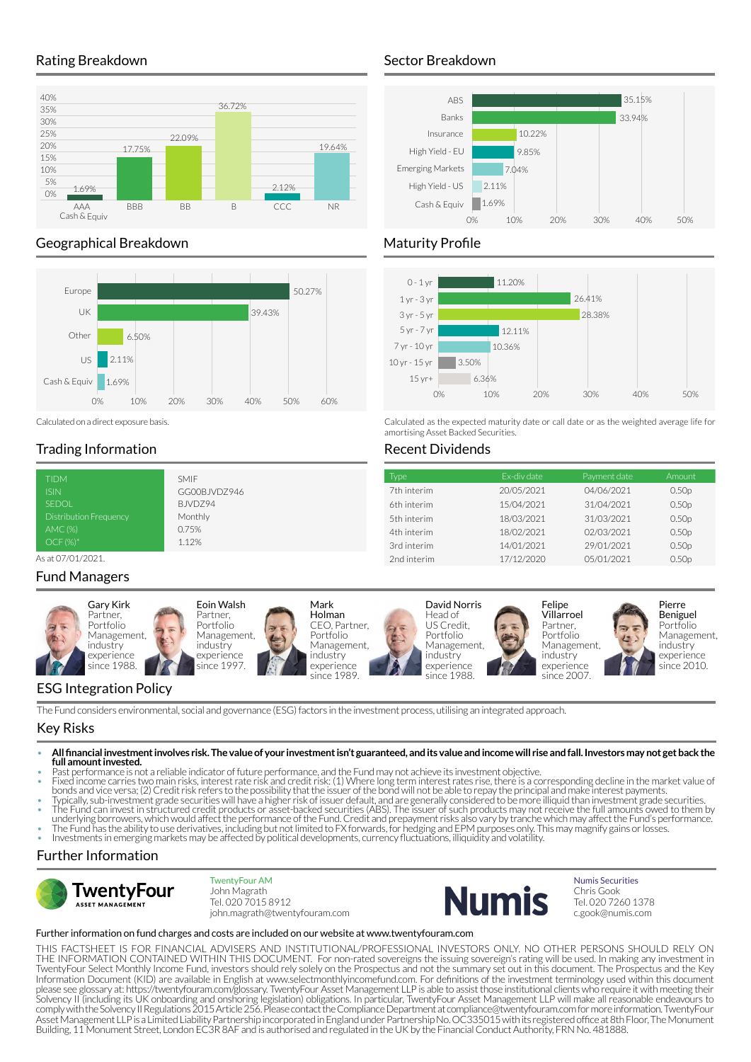## Rating Breakdown

40%
35%
30%
25%
20%
15%
10%
5%
0%

1.69%
17.75%
22.09%
36.72%
2.12%
19.64%

AAA
Cash & Equiv
BBB
BB
B
CCC
NR

## Sector Breakdown

ABS 35.15%
Banks 33.94%
Insurance 10.22%
High Yield - EU 9.85%
Emerging Markets 7.04%
High Yield - US 2.11%
Cash & Equiv 1.69%

0% 10% 20% 30% 40% 50%

## Geographical Breakdown

Europe 50.27%
UK 39.43%
Other 6.50%
US 2.11%
Cash & Equiv 1.69%

0% 10% 20% 30% 40% 50% 60%

Calculated on a direct exposure basis.

## Maturity Profile

0 - 1 yr 11.20%
1 yr - 3 yr 26.41%
3 yr - 5 yr 28.38%
5 yr - 7 yr 12.11%
7 yr - 10 yr 10.36%
10 yr - 15 yr 3.50%
15 yr+ 6.36%

0% 10% 20% 30% 40% 50%

Calculated as the expected maturity date or call date or as the weighted average life for amortising Asset Backed Securities.

## Trading Information

| | |
|---|---|
| TIDM | SMIF |
| ISIN | GG00BJVDZ946 |
| SEDOL | BJVDZ94 |
| Distribution Frequency | Monthly |
| AMC (%) | 0.75% |
| OCF (%)* | 1.12% |

As at 07/01/2021.

## Recent Dividends

| Type | Ex-div date | Payment date | Amount |
|---|---|---|---|
| 7th interim | 20/05/2021 | 04/06/2021 | 0.50p |
| 6th interim | 15/04/2021 | 31/04/2021 | 0.50p |
| 5th interim | 18/03/2021 | 31/03/2021 | 0.50p |
| 4th interim | 18/02/2021 | 02/03/2021 | 0.50p |
| 3rd interim | 14/01/2021 | 29/01/2021 | 0.50p |
| 2nd interim | 17/12/2020 | 05/01/2021 | 0.50p |

## Fund Managers

**Gary Kirk**
Partner, Portfolio Management, industry experience since 1988.

**Eoin Walsh**
Partner, Portfolio Management, industry experience since 1997.

**Mark Holman**
CEO, Partner, Portfolio Management, industry experience since 1989.

**David Norris**
Head of US Credit, Portfolio Management, industry experience since 1988.

**Felipe Villarroel**
Partner, Portfolio Management, industry experience since 2007.

**Pierre Beniguel**
Portfolio Management, industry experience since 2010.

## ESG Integration Policy

The Fund considers environmental, social and governance (ESG) factors in the investment process, utilising an integrated approach.

## Key Risks

- **All financial investment involves risk. The value of your investment isn't guaranteed, and its value and income will rise and fall. Investors may not get back the full amount invested.**
- Past performance is not a reliable indicator of future performance, and the Fund may not achieve its investment objective.
- Fixed income carries two main risks, interest rate risk and credit risk: (1) Where long term interest rates rise, there is a corresponding decline in the market value of bonds and vice versa; (2) Credit risk refers to the possibility that the issuer of the bond will not be able to repay the principal and make interest payments.
- Typically, sub-investment grade securities will have a higher risk of issuer default, and are generally considered to be more illiquid than investment grade securities.
- The Fund can invest in structured credit products or asset-backed securities (ABS). The issuer of such products may not receive the full amounts owed to them by underlying borrowers, which would affect the performance of the Fund. Credit and prepayment risks also vary by tranche which may affect the Fund's performance.
- The Fund has the ability to use derivatives, including but not limited to FX forwards, for hedging and EPM purposes only. This may magnify gains or losses.
- Investments in emerging markets may be affected by political developments, currency fluctuations, illiquidity and volatility.

## Further Information

TwentyFour ASSET MANAGEMENT

TwentyFour AM
John Magrath
Tel. 020 7015 8912
john.magrath@twentyfouram.com

Numis

Numis Securities
Chris Gook
Tel. 020 7260 1378
c.gook@numis.com

Further information on fund charges and costs are included on our website at www.twentyfouram.com

THIS FACTSHEET IS FOR FINANCIAL ADVISERS AND INSTITUTIONAL/PROFESSIONAL INVESTORS ONLY. NO OTHER PERSONS SHOULD RELY ON THE INFORMATION CONTAINED WITHIN THIS DOCUMENT. For non-rated sovereigns the issuing sovereign's rating will be used. In making any investment in TwentyFour Select Monthly Income Fund, investors should rely solely on the Prospectus and not the summary set out in this document. The Prospectus and the Key Information Document (KID) are available in English at www.selectmonthlyincomefund.com. For definitions of the investment terminology used within this document please see glossary at: https://twentyfouram.com/glossary. TwentyFour Asset Management LLP is able to assist those institutional clients who require it with meeting their Solvency II (including its UK onboarding and onshoring legislation) obligations. In particular, TwentyFour Asset Management LLP will make all reasonable endeavours to comply with the Solvency II Regulations 2015 Article 256. Please contact the Compliance Department at compliance@twentyfouram.com for more information. TwentyFour Asset Management LLP is a Limited Liability Partnership incorporated in England under Partnership No. OC335015 with its registered office at 8th Floor, The Monument Building, 11 Monument Street, London EC3R 8AF and is authorised and regulated in the UK by the Financial Conduct Authority, FRN No. 481888.